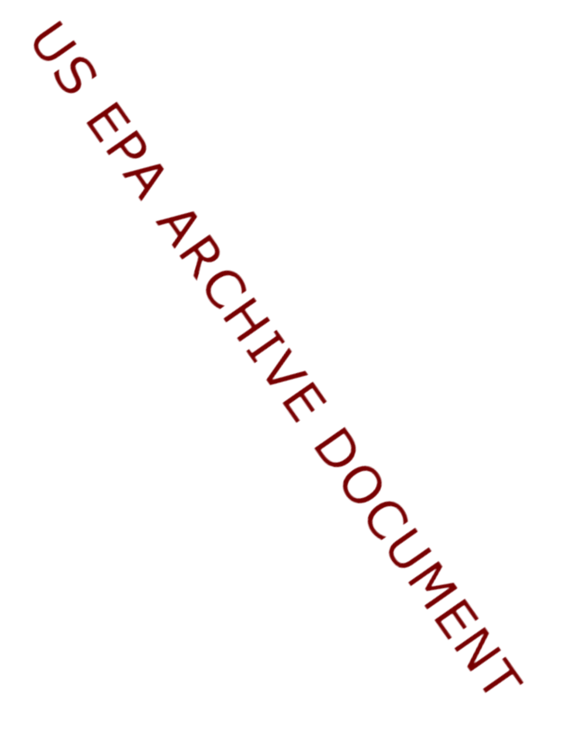US EPA ARCHIVE DOCUMENT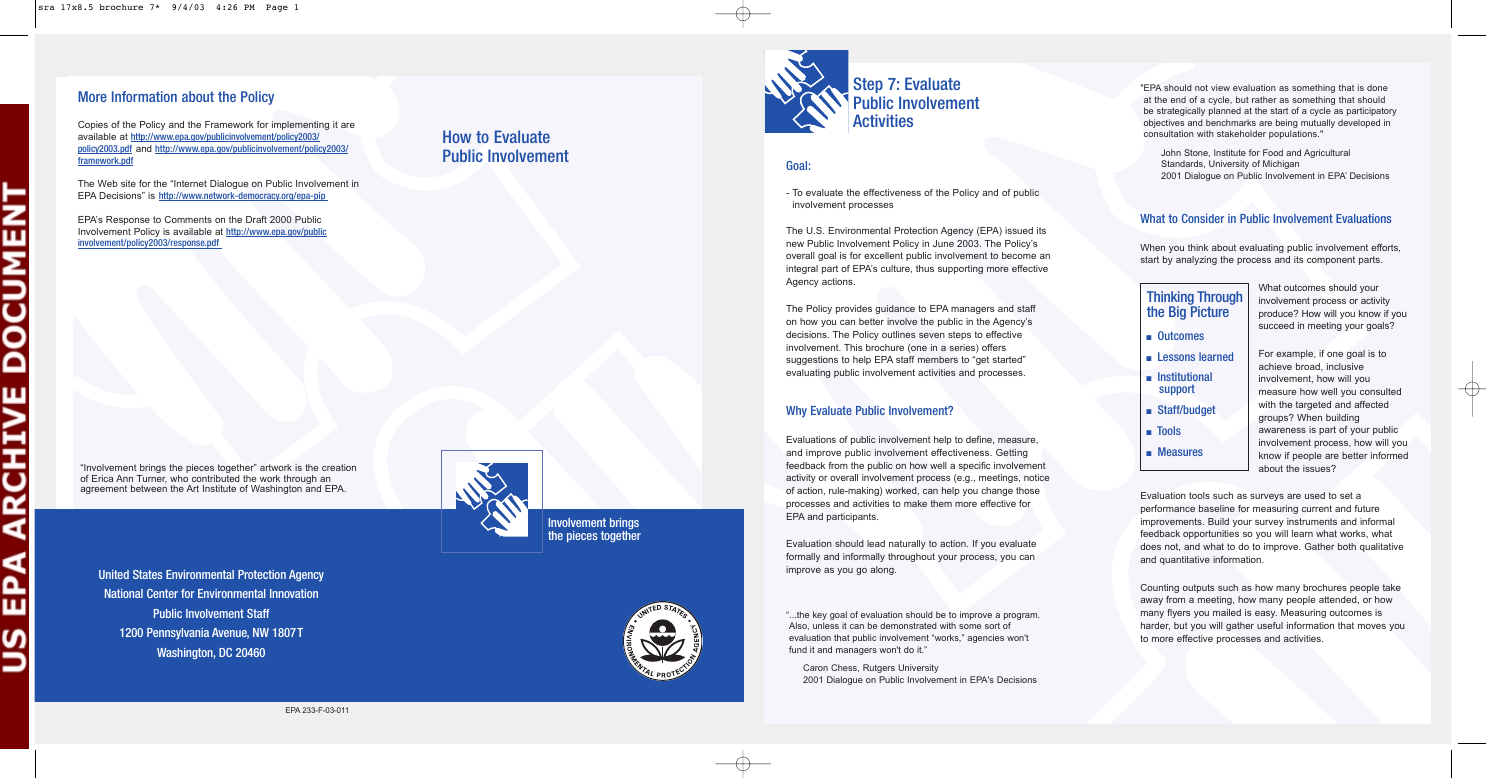## More Information about the Policy

Copies of the Policy and the Framework for implementing it are available at http://www.epa.gov/publicinvolvement/policy2003/policy2003.pdf and http://www.epa.gov/publicinvolvement/policy2003/framework.pdf

The Web site for the "Internet Dialogue on Public Involvement in EPA Decisions" is http://www.network-democracy.org/epa-pip

EPA's Response to Comments on the Draft 2000 Public Involvement Policy is available at http://www.epa.gov/publicinvolvement/policy2003/response.pdf

"Involvement brings the pieces together" artwork is the creation of Erica Ann Turner, who contributed the work through an agreement between the Art Institute of Washington and EPA.

United States Environmental Protection Agency
National Center for Environmental Innovation
Public Involvement Staff
1200 Pennsylvania Avenue, NW 1807T
Washington, DC 20460

EPA 233-F-03-011

# How to Evaluate Public Involvement

Involvement brings the pieces together

# Step 7: Evaluate Public Involvement Activities

## Goal:

- To evaluate the effectiveness of the Policy and of public involvement processes

The U.S. Environmental Protection Agency (EPA) issued its new Public Involvement Policy in June 2003. The Policy's overall goal is for excellent public involvement to become an integral part of EPA's culture, thus supporting more effective Agency actions.

The Policy provides guidance to EPA managers and staff on how you can better involve the public in the Agency's decisions. The Policy outlines seven steps to effective involvement. This brochure (one in a series) offers suggestions to help EPA staff members to "get started" evaluating public involvement activities and processes.

## Why Evaluate Public Involvement?

Evaluations of public involvement help to define, measure, and improve public involvement effectiveness. Getting feedback from the public on how well a specific involvement activity or overall involvement process (e.g., meetings, notice of action, rule-making) worked, can help you change those processes and activities to make them more effective for EPA and participants.

Evaluation should lead naturally to action. If you evaluate formally and informally throughout your process, you can improve as you go along.

"...the key goal of evaluation should be to improve a program. Also, unless it can be demonstrated with some sort of evaluation that public involvement "works," agencies won't fund it and managers won't do it."

Caron Chess, Rutgers University
2001 Dialogue on Public Involvement in EPA's Decisions

"EPA should not view evaluation as something that is done at the end of a cycle, but rather as something that should be strategically planned at the start of a cycle as participatory objectives and benchmarks are being mutually developed in consultation with stakeholder populations."

John Stone, Institute for Food and Agricultural Standards, University of Michigan
2001 Dialogue on Public Involvement in EPA' Decisions

## What to Consider in Public Involvement Evaluations

When you think about evaluating public involvement efforts, start by analyzing the process and its component parts.

### Thinking Through the Big Picture

- Outcomes
- Lessons learned
- Institutional support
- Staff/budget
- Tools
- Measures

What outcomes should your involvement process or activity produce? How will you know if you succeed in meeting your goals?

For example, if one goal is to achieve broad, inclusive involvement, how will you measure how well you consulted with the targeted and affected groups? When building awareness is part of your public involvement process, how will you know if people are better informed about the issues?

Evaluation tools such as surveys are used to set a performance baseline for measuring current and future improvements. Build your survey instruments and informal feedback opportunities so you will learn what works, what does not, and what to do to improve. Gather both qualitative and quantitative information.

Counting outputs such as how many brochures people take away from a meeting, how many people attended, or how many flyers you mailed is easy. Measuring outcomes is harder, but you will gather useful information that moves you to more effective processes and activities.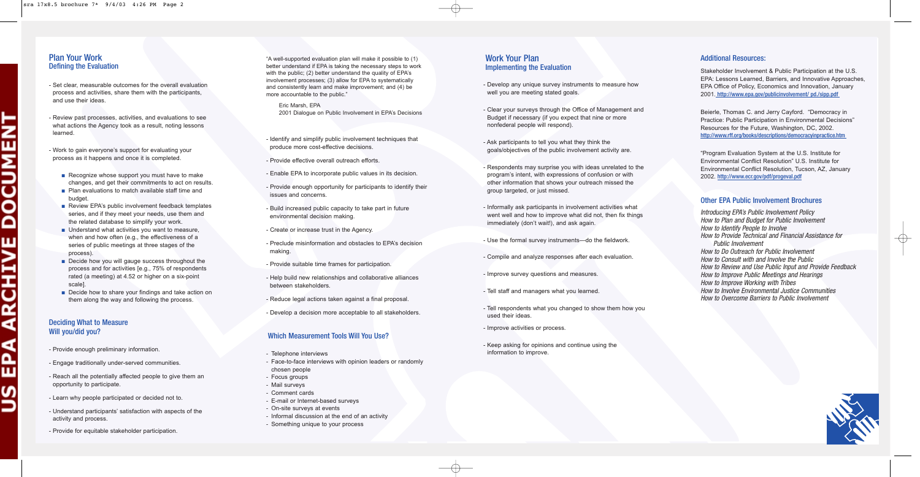## Plan Your Work
### Defining the Evaluation

- Set clear, measurable outcomes for the overall evaluation process and activities, share them with the participants, and use their ideas.

- Review past processes, activities, and evaluations to see what actions the Agency took as a result, noting lessons learned.

- Work to gain everyone's support for evaluating your process as it happens and once it is completed.

  - Recognize whose support you must have to make changes, and get their commitments to act on results.
  - Plan evaluations to match available staff time and budget.
  - Review EPA's public involvement feedback templates series, and if they meet your needs, use them and the related database to simplify your work.
  - Understand what activities you want to measure, when and how often (e.g., the effectiveness of a series of public meetings at three stages of the process).
  - Decide how you will gauge success throughout the process and for activities [e.g., 75% of respondents rated (a meeting) at 4.52 or higher on a six-point scale].
  - Decide how to share your findings and take action on them along the way and following the process.

### Deciding What to Measure
### Will you/did you?

- Provide enough preliminary information.

- Engage traditionally under-served communities.

- Reach all the potentially affected people to give them an opportunity to participate.

- Learn why people participated or decided not to.

- Understand participants' satisfaction with aspects of the activity and process.

- Provide for equitable stakeholder participation.

"A well-supported evaluation plan will make it possible to (1) better understand if EPA is taking the necessary steps to work with the public; (2) better understand the quality of EPA's involvement processes; (3) allow for EPA to systematically and consistently learn and make improvement; and (4) be more accountable to the public."

> Eric Marsh, EPA
> 2001 Dialogue on Public Involvement in EPA's Decisions

- Identify and simplify public involvement techniques that produce more cost-effective decisions.

- Provide effective overall outreach efforts.

- Enable EPA to incorporate public values in its decision.

- Provide enough opportunity for participants to identify their issues and concerns.

- Build increased public capacity to take part in future environmental decision making.

- Create or increase trust in the Agency.

- Preclude misinformation and obstacles to EPA's decision making.

- Provide suitable time frames for participation.

- Help build new relationships and collaborative alliances between stakeholders.

- Reduce legal actions taken against a final proposal.

- Develop a decision more acceptable to all stakeholders.

### Which Measurement Tools Will You Use?

- Telephone interviews
- Face-to-face interviews with opinion leaders or randomly chosen people
- Focus groups
- Mail surveys
- Comment cards
- E-mail or Internet-based surveys
- On-site surveys at events
- Informal discussion at the end of an activity
- Something unique to your process

## Work Your Plan
### Implementing the Evaluation

- Develop any unique survey instruments to measure how well you are meeting stated goals.

- Clear your surveys through the Office of Management and Budget if necessary (if you expect that nine or more nonfederal people will respond).

- Ask participants to tell you what they think the goals/objectives of the public involvement activity are.

- Respondents may surprise you with ideas unrelated to the program's intent, with expressions of confusion or with other information that shows your outreach missed the group targeted, or just missed.

- Informally ask participants in involvement activities what went well and how to improve what did not, then fix things immediately (don't wait!), and ask again.

- Use the formal survey instruments—do the fieldwork.

- Compile and analyze responses after each evaluation.

- Improve survey questions and measures.

- Tell staff and managers what you learned.

- Tell respondents what you changed to show them how you used their ideas.

- Improve activities or process.

- Keep asking for opinions and continue using the information to improve.

### Additional Resources:

Stakeholder Involvement & Public Participation at the U.S. EPA: Lessons Learned, Barriers, and Innovative Approaches, EPA Office of Policy, Economics and Innovation, January 2001. http://www.epa.gov/publicinvolvement/ pd./sipp.pdf

Beierle, Thomas C. and Jerry Cayford. "Democracy in Practice: Public Participation in Environmental Decisions" Resources for the Future, Washington, DC, 2002. http://www.rff.org/books/descriptions/democracyinpractice.htm

"Program Evaluation System at the U.S. Institute for Environmental Conflict Resolution" U.S. Institute for Environmental Conflict Resolution, Tucson, AZ, January 2002. http://www.ecr.gov/pdf/progeval.pdf

### Other EPA Public Involvement Brochures

*Introducing EPA's Public Involvement Policy*
*How to Plan and Budget for Public Involvement*
*How to Identify People to Involve*
*How to Provide Technical and Financial Assistance for Public Involvement*
*How to Do Outreach for Public Involvement*
*How to Consult with and Involve the Public*
*How to Review and Use Public Input and Provide Feedback*
*How to Improve Public Meetings and Hearings*
*How to Improve Working with Tribes*
*How to Involve Environmental Justice Communities*
*How to Overcome Barriers to Public Involvement*